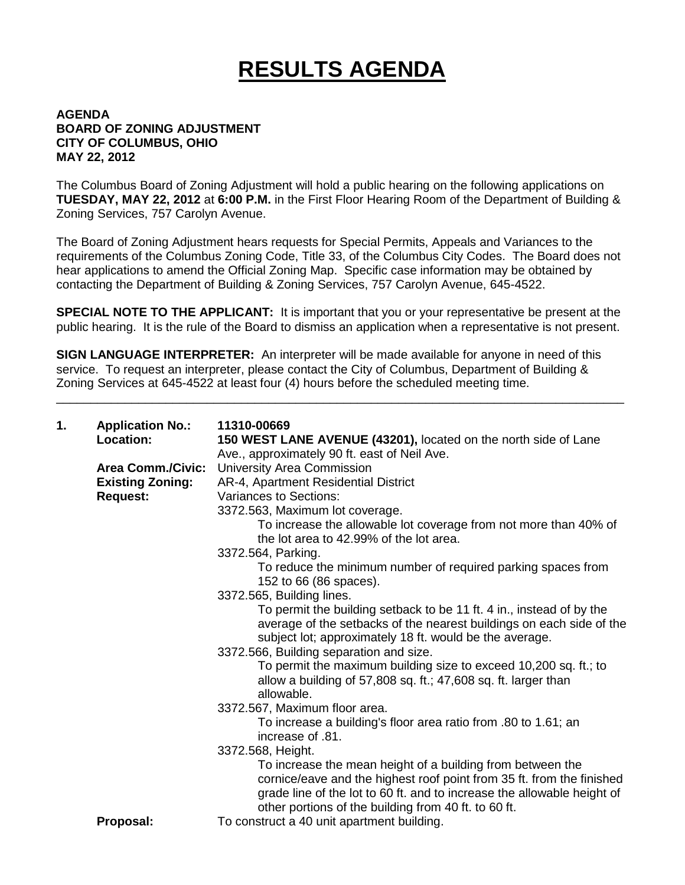# RESULTS AGENDA

**AGENDA**
**BOARD OF ZONING ADJUSTMENT**
**CITY OF COLUMBUS, OHIO**
**MAY 22, 2012**

The Columbus Board of Zoning Adjustment will hold a public hearing on the following applications on **TUESDAY, MAY 22, 2012** at **6:00 P.M.** in the First Floor Hearing Room of the Department of Building & Zoning Services, 757 Carolyn Avenue.

The Board of Zoning Adjustment hears requests for Special Permits, Appeals and Variances to the requirements of the Columbus Zoning Code, Title 33, of the Columbus City Codes. The Board does not hear applications to amend the Official Zoning Map. Specific case information may be obtained by contacting the Department of Building & Zoning Services, 757 Carolyn Avenue, 645-4522.

**SPECIAL NOTE TO THE APPLICANT:** It is important that you or your representative be present at the public hearing. It is the rule of the Board to dismiss an application when a representative is not present.

**SIGN LANGUAGE INTERPRETER:** An interpreter will be made available for anyone in need of this service. To request an interpreter, please contact the City of Columbus, Department of Building & Zoning Services at 645-4522 at least four (4) hours before the scheduled meeting time.

---

**1. Application No.:** **11310-00669**

**Location:** **150 WEST LANE AVENUE (43201),** located on the north side of Lane Ave., approximately 90 ft. east of Neil Ave.

**Area Comm./Civic:** University Area Commission

**Existing Zoning:** AR-4, Apartment Residential District

**Request:** Variances to Sections:

3372.563, Maximum lot coverage.
To increase the allowable lot coverage from not more than 40% of the lot area to 42.99% of the lot area.

3372.564, Parking.
To reduce the minimum number of required parking spaces from 152 to 66 (86 spaces).

3372.565, Building lines.
To permit the building setback to be 11 ft. 4 in., instead of by the average of the setbacks of the nearest buildings on each side of the subject lot; approximately 18 ft. would be the average.

3372.566, Building separation and size.
To permit the maximum building size to exceed 10,200 sq. ft.; to allow a building of 57,808 sq. ft.; 47,608 sq. ft. larger than allowable.

3372.567, Maximum floor area.
To increase a building's floor area ratio from .80 to 1.61; an increase of .81.

3372.568, Height.
To increase the mean height of a building from between the cornice/eave and the highest roof point from 35 ft. from the finished grade line of the lot to 60 ft. and to increase the allowable height of other portions of the building from 40 ft. to 60 ft.

**Proposal:** To construct a 40 unit apartment building.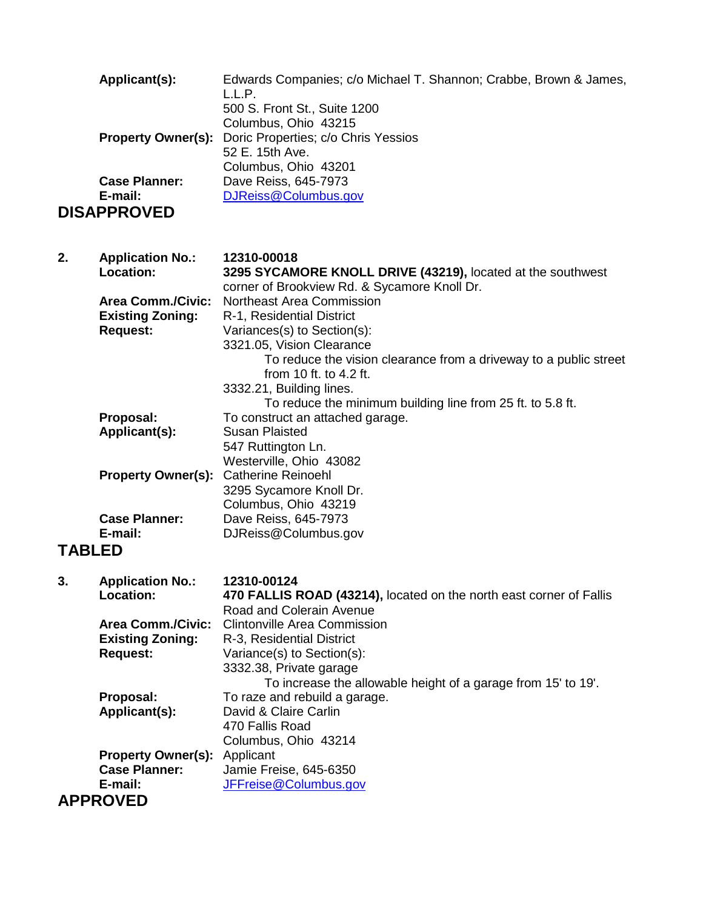**Applicant(s):** Edwards Companies; c/o Michael T. Shannon; Crabbe, Brown & James, L.L.P.
500 S. Front St., Suite 1200
Columbus, Ohio 43215

**Property Owner(s):** Doric Properties; c/o Chris Yessios
52 E. 15th Ave.
Columbus, Ohio 43201

**Case Planner:** Dave Reiss, 645-7973

**E-mail:** DJReiss@Columbus.gov

## DISAPPROVED

**2. Application No.:** **12310-00018**

**Location:** **3295 SYCAMORE KNOLL DRIVE (43219),** located at the southwest corner of Brookview Rd. & Sycamore Knoll Dr.

**Area Comm./Civic:** Northeast Area Commission

**Existing Zoning:** R-1, Residential District

**Request:** Variances(s) to Section(s):

3321.05, Vision Clearance

To reduce the vision clearance from a driveway to a public street from 10 ft. to 4.2 ft.

3332.21, Building lines.

To reduce the minimum building line from 25 ft. to 5.8 ft.

**Proposal:** To construct an attached garage.

**Applicant(s):** Susan Plaisted
547 Ruttington Ln.
Westerville, Ohio 43082

**Property Owner(s):** Catherine Reinoehl
3295 Sycamore Knoll Dr.
Columbus, Ohio 43219

**Case Planner:** Dave Reiss, 645-7973

**E-mail:** DJReiss@Columbus.gov

## TABLED

**3. Application No.:** **12310-00124**

**Location:** **470 FALLIS ROAD (43214),** located on the north east corner of Fallis Road and Colerain Avenue

**Area Comm./Civic:** Clintonville Area Commission

**Existing Zoning:** R-3, Residential District

**Request:** Variance(s) to Section(s):

3332.38, Private garage

To increase the allowable height of a garage from 15' to 19'.

**Proposal:** To raze and rebuild a garage.

**Applicant(s):** David & Claire Carlin
470 Fallis Road
Columbus, Ohio 43214

**Property Owner(s):** Applicant

**Case Planner:** Jamie Freise, 645-6350

**E-mail:** JFFreise@Columbus.gov

## APPROVED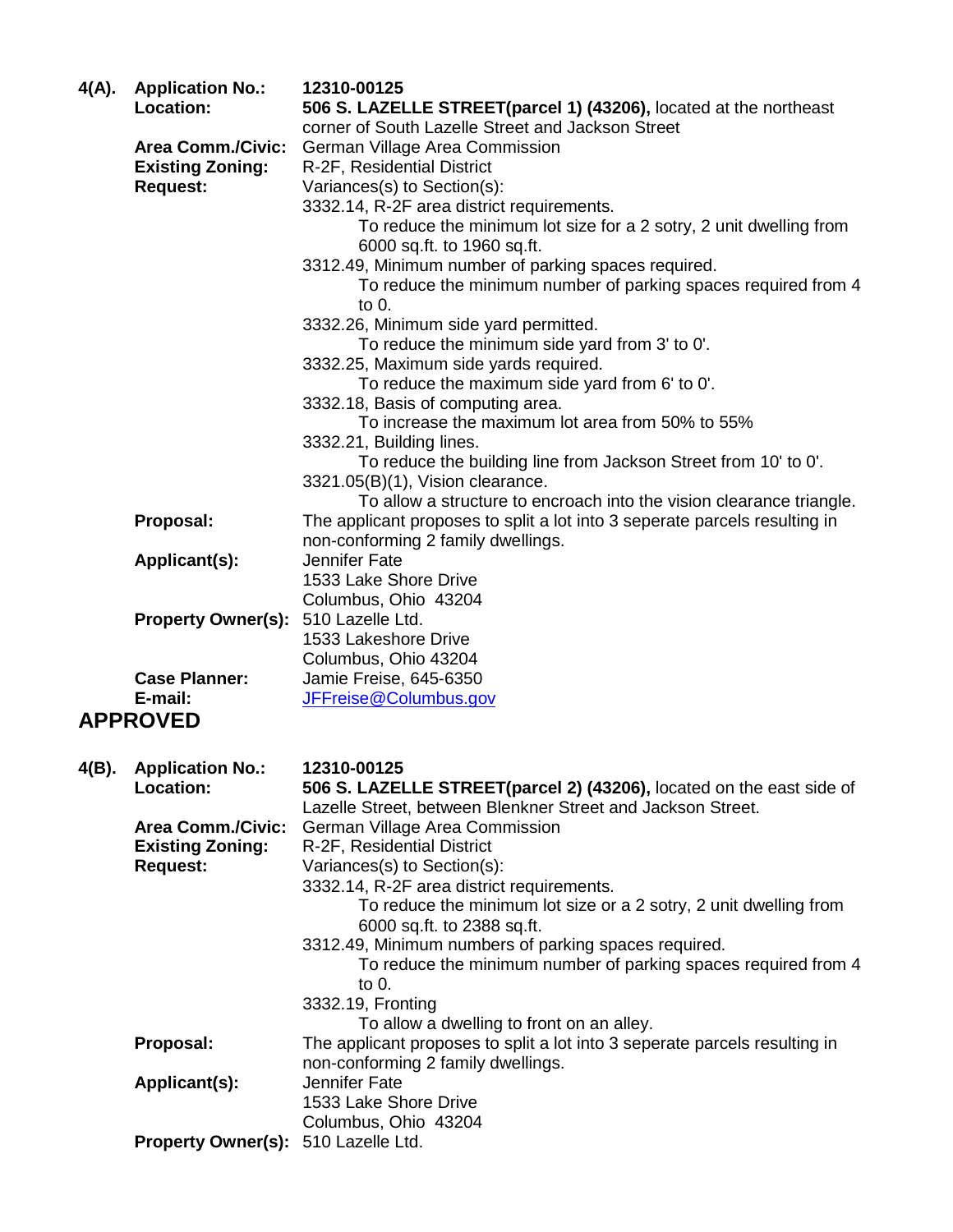**4(A).** **Application No.:** **12310-00125**

**Location:** **506 S. LAZELLE STREET(parcel 1) (43206),** located at the northeast corner of South Lazelle Street and Jackson Street

**Area Comm./Civic:** German Village Area Commission

**Existing Zoning:** R-2F, Residential District

**Request:** Variances(s) to Section(s):

3332.14, R-2F area district requirements.
 To reduce the minimum lot size for a 2 sotry, 2 unit dwelling from 6000 sq.ft. to 1960 sq.ft.

3312.49, Minimum number of parking spaces required.
 To reduce the minimum number of parking spaces required from 4 to 0.

3332.26, Minimum side yard permitted.
 To reduce the minimum side yard from 3' to 0'.

3332.25, Maximum side yards required.
 To reduce the maximum side yard from 6' to 0'.

3332.18, Basis of computing area.
 To increase the maximum lot area from 50% to 55%

3332.21, Building lines.
 To reduce the building line from Jackson Street from 10' to 0'.

3321.05(B)(1), Vision clearance.
 To allow a structure to encroach into the vision clearance triangle.

**Proposal:** The applicant proposes to split a lot into 3 seperate parcels resulting in non-conforming 2 family dwellings.

**Applicant(s):** Jennifer Fate
1533 Lake Shore Drive
Columbus, Ohio 43204

**Property Owner(s):** 510 Lazelle Ltd.
1533 Lakeshore Drive
Columbus, Ohio 43204

**Case Planner:** Jamie Freise, 645-6350

**E-mail:** JFFreise@Columbus.gov

## APPROVED

**4(B).** **Application No.:** **12310-00125**

**Location:** **506 S. LAZELLE STREET(parcel 2) (43206),** located on the east side of Lazelle Street, between Blenkner Street and Jackson Street.

**Area Comm./Civic:** German Village Area Commission

**Existing Zoning:** R-2F, Residential District

**Request:** Variances(s) to Section(s):

3332.14, R-2F area district requirements.
 To reduce the minimum lot size or a 2 sotry, 2 unit dwelling from 6000 sq.ft. to 2388 sq.ft.

3312.49, Minimum numbers of parking spaces required.
 To reduce the minimum number of parking spaces required from 4 to 0.

3332.19, Fronting
 To allow a dwelling to front on an alley.

**Proposal:** The applicant proposes to split a lot into 3 seperate parcels resulting in non-conforming 2 family dwellings.

**Applicant(s):** Jennifer Fate
1533 Lake Shore Drive
Columbus, Ohio 43204

**Property Owner(s):** 510 Lazelle Ltd.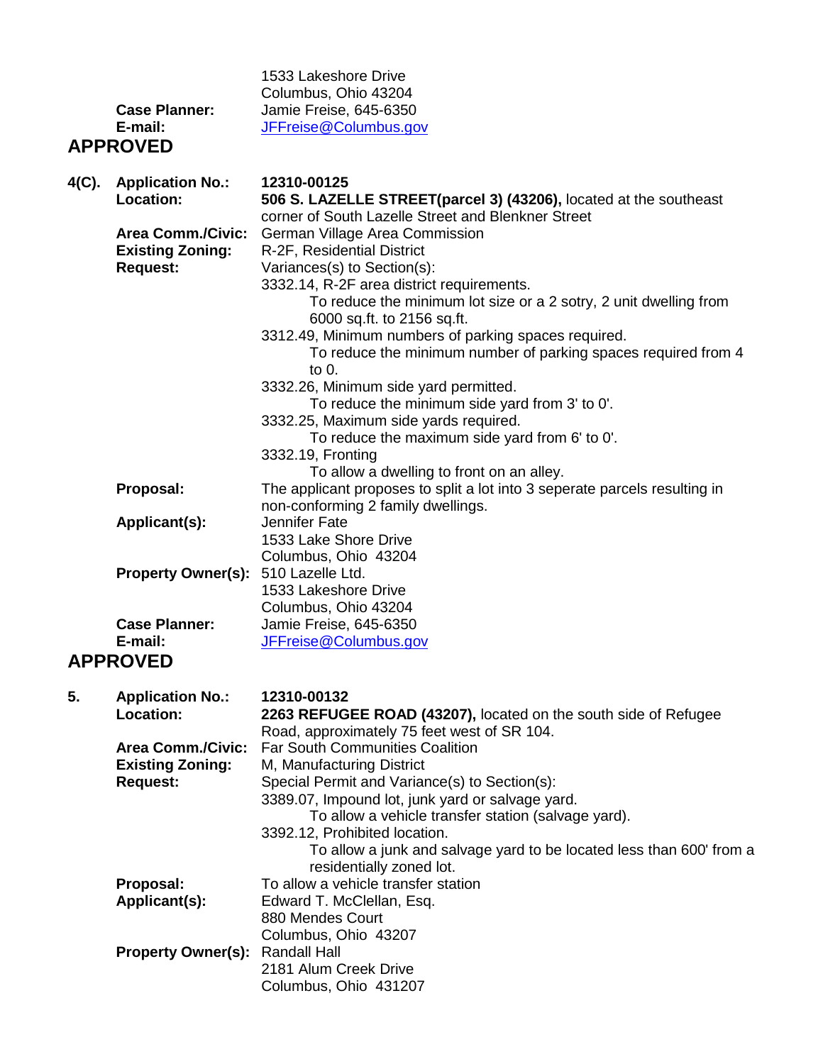1533 Lakeshore Drive
Columbus, Ohio 43204

**Case Planner:** Jamie Freise, 645-6350
**E-mail:** [JFFreise@Columbus.gov](mailto:JFFreise@Columbus.gov)

**APPROVED**

**4(C). Application No.:** **12310-00125**

**Location:** **506 S. LAZELLE STREET(parcel 3) (43206),** located at the southeast corner of South Lazelle Street and Blenkner Street

**Area Comm./Civic:** German Village Area Commission

**Existing Zoning:** R-2F, Residential District

**Request:** Variances(s) to Section(s):

3332.14, R-2F area district requirements.
    To reduce the minimum lot size or a 2 sotry, 2 unit dwelling from 6000 sq.ft. to 2156 sq.ft.

3312.49, Minimum numbers of parking spaces required.
    To reduce the minimum number of parking spaces required from 4 to 0.

3332.26, Minimum side yard permitted.
    To reduce the minimum side yard from 3' to 0'.

3332.25, Maximum side yards required.
    To reduce the maximum side yard from 6' to 0'.

3332.19, Fronting
    To allow a dwelling to front on an alley.

**Proposal:** The applicant proposes to split a lot into 3 seperate parcels resulting in non-conforming 2 family dwellings.

**Applicant(s):** Jennifer Fate
1533 Lake Shore Drive
Columbus, Ohio 43204

**Property Owner(s):** 510 Lazelle Ltd.
1533 Lakeshore Drive
Columbus, Ohio 43204

**Case Planner:** Jamie Freise, 645-6350
**E-mail:** [JFFreise@Columbus.gov](mailto:JFFreise@Columbus.gov)

**APPROVED**

**5. Application No.:** **12310-00132**

**Location:** **2263 REFUGEE ROAD (43207),** located on the south side of Refugee Road, approximately 75 feet west of SR 104.

**Area Comm./Civic:** Far South Communities Coalition

**Existing Zoning:** M, Manufacturing District

**Request:** Special Permit and Variance(s) to Section(s):

3389.07, Impound lot, junk yard or salvage yard.
    To allow a vehicle transfer station (salvage yard).

3392.12, Prohibited location.
    To allow a junk and salvage yard to be located less than 600' from a residentially zoned lot.

**Proposal:** To allow a vehicle transfer station

**Applicant(s):** Edward T. McClellan, Esq.
880 Mendes Court
Columbus, Ohio 43207

**Property Owner(s):** Randall Hall
2181 Alum Creek Drive
Columbus, Ohio 431207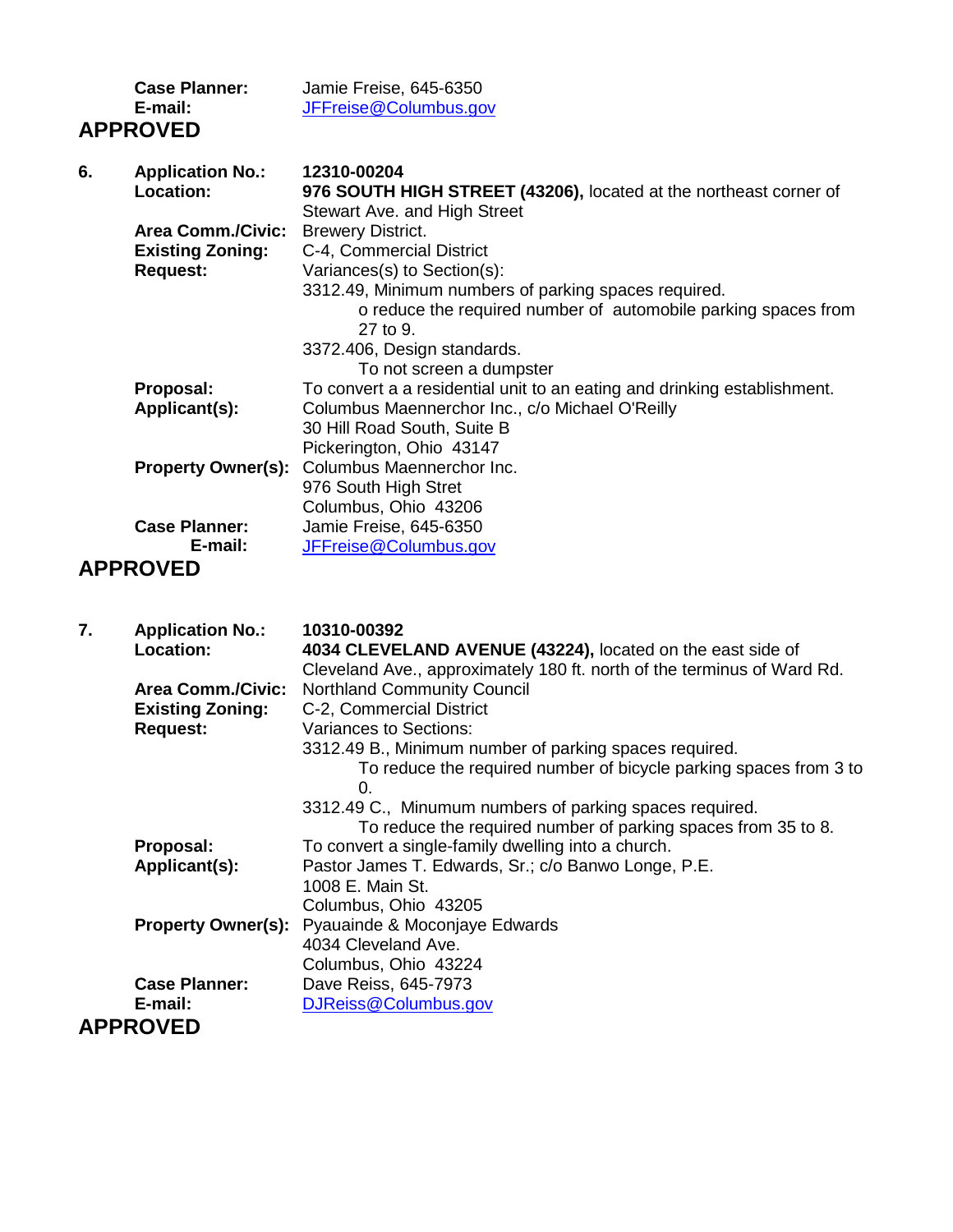**Case Planner:** Jamie Freise, 645-6350
**E-mail:** JFFreise@Columbus.gov

**APPROVED**

**6.** **Application No.:** **12310-00204**

**Location:** **976 SOUTH HIGH STREET (43206),** located at the northeast corner of Stewart Ave. and High Street

**Area Comm./Civic:** Brewery District.

**Existing Zoning:** C-4, Commercial District

**Request:** Variances(s) to Section(s):

3312.49, Minimum numbers of parking spaces required.
o reduce the required number of automobile parking spaces from 27 to 9.

3372.406, Design standards.
To not screen a dumpster

**Proposal:** To convert a a residential unit to an eating and drinking establishment.

**Applicant(s):** Columbus Maennerchor Inc., c/o Michael O'Reilly
30 Hill Road South, Suite B
Pickerington, Ohio 43147

**Property Owner(s):** Columbus Maennerchor Inc.
976 South High Stret
Columbus, Ohio 43206

**Case Planner:** Jamie Freise, 645-6350
**E-mail:** JFFreise@Columbus.gov

**APPROVED**

**7.** **Application No.:** **10310-00392**

**Location:** **4034 CLEVELAND AVENUE (43224),** located on the east side of Cleveland Ave., approximately 180 ft. north of the terminus of Ward Rd.

**Area Comm./Civic:** Northland Community Council

**Existing Zoning:** C-2, Commercial District

**Request:** Variances to Sections:

3312.49 B., Minimum number of parking spaces required.
To reduce the required number of bicycle parking spaces from 3 to 0.

3312.49 C., Minumum numbers of parking spaces required.
To reduce the required number of parking spaces from 35 to 8.

**Proposal:** To convert a single-family dwelling into a church.

**Applicant(s):** Pastor James T. Edwards, Sr.; c/o Banwo Longe, P.E.
1008 E. Main St.
Columbus, Ohio 43205

**Property Owner(s):** Pyauainde & Moconjaye Edwards
4034 Cleveland Ave.
Columbus, Ohio 43224

**Case Planner:** Dave Reiss, 645-7973
**E-mail:** DJReiss@Columbus.gov

**APPROVED**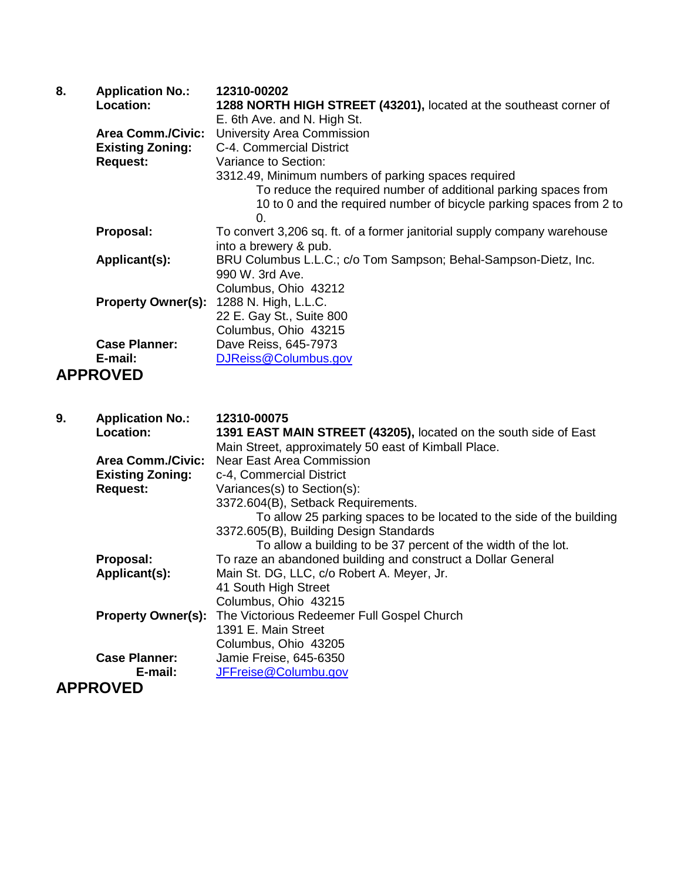**8.** **Application No.:** **12310-00202**

**Location:** **1288 NORTH HIGH STREET (43201),** located at the southeast corner of E. 6th Ave. and N. High St.

**Area Comm./Civic:** University Area Commission

**Existing Zoning:** C-4. Commercial District

**Request:** Variance to Section:

3312.49, Minimum numbers of parking spaces required

To reduce the required number of additional parking spaces from 10 to 0 and the required number of bicycle parking spaces from 2 to 0.

**Proposal:** To convert 3,206 sq. ft. of a former janitorial supply company warehouse into a brewery & pub.

**Applicant(s):** BRU Columbus L.L.C.; c/o Tom Sampson; Behal-Sampson-Dietz, Inc.
990 W. 3rd Ave.
Columbus, Ohio 43212

**Property Owner(s):** 1288 N. High, L.L.C.
22 E. Gay St., Suite 800
Columbus, Ohio 43215

**Case Planner:** Dave Reiss, 645-7973

**E-mail:** DJReiss@Columbus.gov

## APPROVED

**9.** **Application No.:** **12310-00075**

**Location:** **1391 EAST MAIN STREET (43205),** located on the south side of East Main Street, approximately 50 east of Kimball Place.

**Area Comm./Civic:** Near East Area Commission

**Existing Zoning:** c-4, Commercial District

**Request:** Variances(s) to Section(s):

3372.604(B), Setback Requirements.

To allow 25 parking spaces to be located to the side of the building

3372.605(B), Building Design Standards

To allow a building to be 37 percent of the width of the lot.

**Proposal:** To raze an abandoned building and construct a Dollar General

**Applicant(s):** Main St. DG, LLC, c/o Robert A. Meyer, Jr.
41 South High Street
Columbus, Ohio 43215

**Property Owner(s):** The Victorious Redeemer Full Gospel Church
1391 E. Main Street
Columbus, Ohio 43205

**Case Planner:** Jamie Freise, 645-6350

**E-mail:** JFFreise@Columbu.gov

## APPROVED